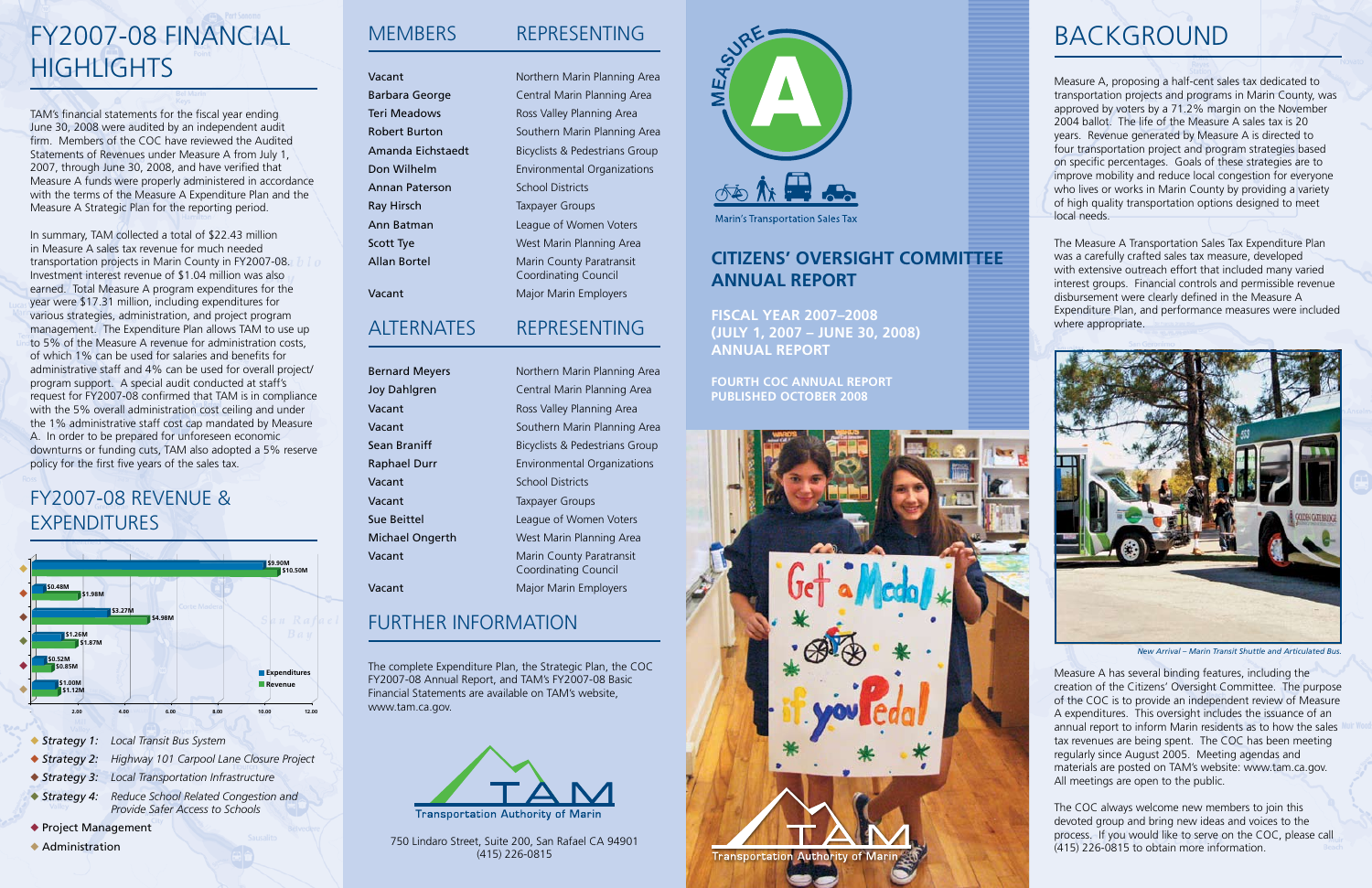# FY2007-08 FINANCIAL HIGHLIGHTS

TAM's financial statements for the fiscal year ending June 30, 2008 were audited by an independent audit firm. Members of the COC have reviewed the Audited Statements of Revenues under Measure A from July 1, 2007, through June 30, 2008, and have verified that Measure A funds were properly administered in accordance with the terms of the Measure A Expenditure Plan and the Measure A Strategic Plan for the reporting period.

In summary, TAM collected a total of $22.43 million in Measure A sales tax revenue for much needed transportation projects in Marin County in FY2007-08. Investment interest revenue of $1.04 million was also earned. Total Measure A program expenditures for the year were $17.31 million, including expenditures for various strategies, administration, and project program management. The Expenditure Plan allows TAM to use up to 5% of the Measure A revenue for administration costs, of which 1% can be used for salaries and benefits for administrative staff and 4% can be used for overall project/program support. A special audit conducted at staff's request for FY2007-08 confirmed that TAM is in compliance with the 5% overall administration cost ceiling and under the 1% administrative staff cost cap mandated by Measure A. In order to be prepared for unforeseen economic downturns or funding cuts, TAM also adopted a 5% reserve policy for the first five years of the sales tax.

## FY2007-08 REVENUE & EXPENDITURES

| Category | Expenditures | Revenue |
|---|---|---|
| Strategy 1: Local Transit Bus System | $9.90M | $10.50M |
| Strategy 2: Highway 101 Carpool Lane Closure Project | $0.48M | $1.98M |
| Strategy 3: Local Transportation Infrastructure | $3.27M | $4.98M |
| Strategy 4: Reduce School Related Congestion and Provide Safer Access to Schools | $1.26M | $1.87M |
| Project Management | $0.52M | $0.85M |
| Administration | $1.00M | $1.12M |

- *Strategy 1:* *Local Transit Bus System*
- *Strategy 2:* *Highway 101 Carpool Lane Closure Project*
- *Strategy 3:* *Local Transportation Infrastructure*
- *Strategy 4:* *Reduce School Related Congestion and Provide Safer Access to Schools*
- Project Management
- Administration

| MEMBERS | REPRESENTING |
|---|---|
| Vacant | Northern Marin Planning Area |
| Barbara George | Central Marin Planning Area |
| Teri Meadows | Ross Valley Planning Area |
| Robert Burton | Southern Marin Planning Area |
| Amanda Eichstaedt | Bicyclists & Pedestrians Group |
| Don Wilhelm | Environmental Organizations |
| Annan Paterson | School Districts |
| Ray Hirsch | Taxpayer Groups |
| Ann Batman | League of Women Voters |
| Scott Tye | West Marin Planning Area |
| Allan Bortel | Marin County Paratransit Coordinating Council |
| Vacant | Major Marin Employers |

| ALTERNATES | REPRESENTING |
|---|---|
| Bernard Meyers | Northern Marin Planning Area |
| Joy Dahlgren | Central Marin Planning Area |
| Vacant | Ross Valley Planning Area |
| Vacant | Southern Marin Planning Area |
| Sean Braniff | Bicyclists & Pedestrians Group |
| Raphael Durr | Environmental Organizations |
| Vacant | School Districts |
| Vacant | Taxpayer Groups |
| Sue Beittel | League of Women Voters |
| Michael Ongerth | West Marin Planning Area |
| Vacant | Marin County Paratransit Coordinating Council |
| Vacant | Major Marin Employers |

## FURTHER INFORMATION

The complete Expenditure Plan, the Strategic Plan, the COC FY2007-08 Annual Report, and TAM's FY2007-08 Basic Financial Statements are available on TAM's website, www.tam.ca.gov.

TAM
Transportation Authority of Marin

750 Lindaro Street, Suite 200, San Rafael CA 94901
(415) 226-0815

MEASURE A
Marin's Transportation Sales Tax

# CITIZENS' OVERSIGHT COMMITTEE ANNUAL REPORT

**FISCAL YEAR 2007–2008 (JULY 1, 2007 – JUNE 30, 2008) ANNUAL REPORT**

**FOURTH COC ANNUAL REPORT PUBLISHED OCTOBER 2008**

Transportation Authority of Marin

# BACKGROUND

Measure A, proposing a half-cent sales tax dedicated to transportation projects and programs in Marin County, was approved by voters by a 71.2% margin on the November 2004 ballot. The life of the Measure A sales tax is 20 years. Revenue generated by Measure A is directed to four transportation project and program strategies based on specific percentages. Goals of these strategies are to improve mobility and reduce local congestion for everyone who lives or works in Marin County by providing a variety of high quality transportation options designed to meet local needs.

The Measure A Transportation Sales Tax Expenditure Plan was a carefully crafted sales tax measure, developed with extensive outreach effort that included many varied interest groups. Financial controls and permissible revenue disbursement were clearly defined in the Measure A Expenditure Plan, and performance measures were included where appropriate.

*New Arrival – Marin Transit Shuttle and Articulated Bus.*

Measure A has several binding features, including the creation of the Citizens' Oversight Committee. The purpose of the COC is to provide an independent review of Measure A expenditures. This oversight includes the issuance of an annual report to inform Marin residents as to how the sales tax revenues are being spent. The COC has been meeting regularly since August 2005. Meeting agendas and materials are posted on TAM's website: www.tam.ca.gov. All meetings are open to the public.

The COC always welcome new members to join this devoted group and bring new ideas and voices to the process. If you would like to serve on the COC, please call (415) 226-0815 to obtain more information.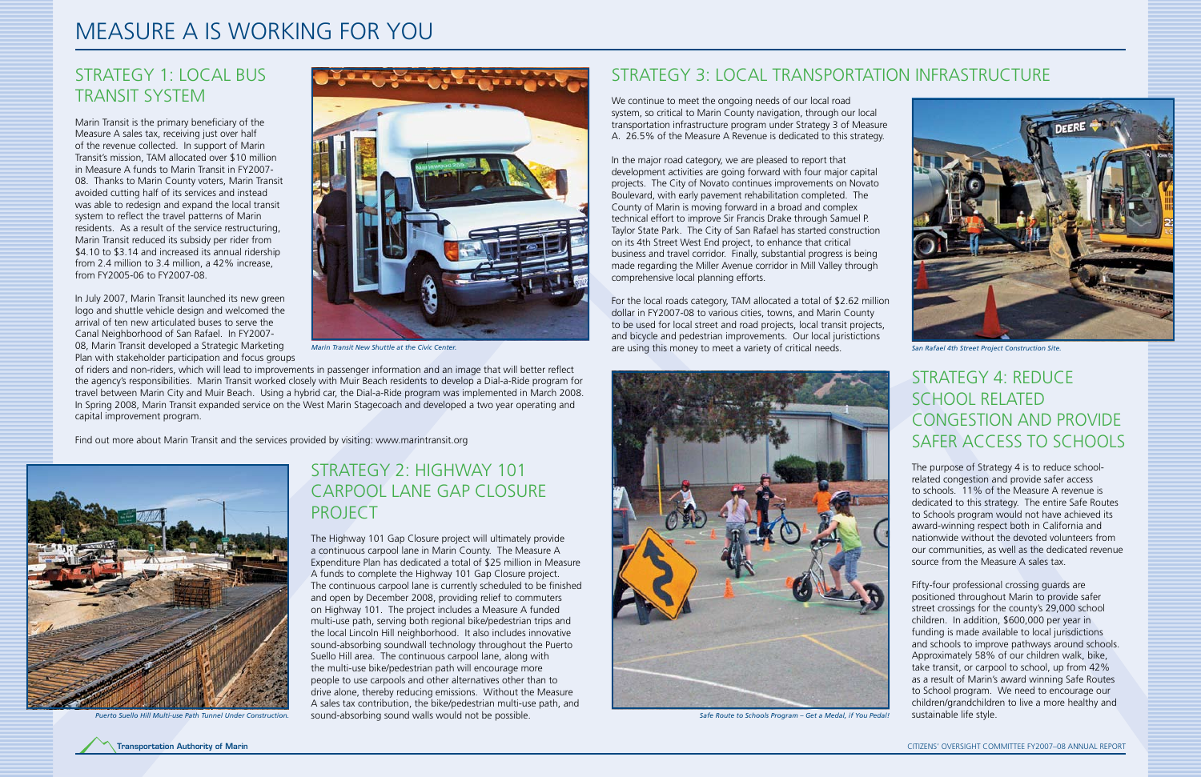# MEASURE A IS WORKING FOR YOU

## STRATEGY 1: LOCAL BUS TRANSIT SYSTEM

Marin Transit is the primary beneficiary of the Measure A sales tax, receiving just over half of the revenue collected. In support of Marin Transit's mission, TAM allocated over $10 million in Measure A funds to Marin Transit in FY2007-08. Thanks to Marin County voters, Marin Transit avoided cutting half of its services and instead was able to redesign and expand the local transit system to reflect the travel patterns of Marin residents. As a result of the service restructuring, Marin Transit reduced its subsidy per rider from $4.10 to $3.14 and increased its annual ridership from 2.4 million to 3.4 million, a 42% increase, from FY2005-06 to FY2007-08.

In July 2007, Marin Transit launched its new green logo and shuttle vehicle design and welcomed the arrival of ten new articulated buses to serve the Canal Neighborhood of San Rafael. In FY2007-08, Marin Transit developed a Strategic Marketing Plan with stakeholder participation and focus groups of riders and non-riders, which will lead to improvements in passenger information and an image that will better reflect the agency's responsibilities. Marin Transit worked closely with Muir Beach residents to develop a Dial-a-Ride program for travel between Marin City and Muir Beach. Using a hybrid car, the Dial-a-Ride program was implemented in March 2008. In Spring 2008, Marin Transit expanded service on the West Marin Stagecoach and developed a two year operating and capital improvement program.

*Marin Transit New Shuttle at the Civic Center.*

Find out more about Marin Transit and the services provided by visiting: www.marintransit.org

*Puerto Suello Hill Multi-use Path Tunnel Under Construction.*

## STRATEGY 2: HIGHWAY 101 CARPOOL LANE GAP CLOSURE PROJECT

The Highway 101 Gap Closure project will ultimately provide a continuous carpool lane in Marin County. The Measure A Expenditure Plan has dedicated a total of $25 million in Measure A funds to complete the Highway 101 Gap Closure project. The continuous carpool lane is currently scheduled to be finished and open by December 2008, providing relief to commuters on Highway 101. The project includes a Measure A funded multi-use path, serving both regional bike/pedestrian trips and the local Lincoln Hill neighborhood. It also includes innovative sound-absorbing soundwall technology throughout the Puerto Suello Hill area. The continuous carpool lane, along with the multi-use bike/pedestrian path will encourage more people to use carpools and other alternatives other than to drive alone, thereby reducing emissions. Without the Measure A sales tax contribution, the bike/pedestrian multi-use path, and sound-absorbing sound walls would not be possible.

## STRATEGY 3: LOCAL TRANSPORTATION INFRASTRUCTURE

We continue to meet the ongoing needs of our local road system, so critical to Marin County navigation, through our local transportation infrastructure program under Strategy 3 of Measure A. 26.5% of the Measure A Revenue is dedicated to this strategy.

In the major road category, we are pleased to report that development activities are going forward with four major capital projects. The City of Novato continues improvements on Novato Boulevard, with early pavement rehabilitation completed. The County of Marin is moving forward in a broad and complex technical effort to improve Sir Francis Drake through Samuel P. Taylor State Park. The City of San Rafael has started construction on its 4th Street West End project, to enhance that critical business and travel corridor. Finally, substantial progress is being made regarding the Miller Avenue corridor in Mill Valley through comprehensive local planning efforts.

For the local roads category, TAM allocated a total of $2.62 million dollar in FY2007-08 to various cities, towns, and Marin County to be used for local street and road projects, local transit projects, and bicycle and pedestrian improvements. Our local juristictions are using this money to meet a variety of critical needs.

*San Rafael 4th Street Project Construction Site.*

*Safe Route to Schools Program – Get a Medal, if You Pedal!*

## STRATEGY 4: REDUCE SCHOOL RELATED CONGESTION AND PROVIDE SAFER ACCESS TO SCHOOLS

The purpose of Strategy 4 is to reduce school-related congestion and provide safer access to schools. 11% of the Measure A revenue is dedicated to this strategy. The entire Safe Routes to Schools program would not have achieved its award-winning respect both in California and nationwide without the devoted volunteers from our communities, as well as the dedicated revenue source from the Measure A sales tax.

Fifty-four professional crossing guards are positioned throughout Marin to provide safer street crossings for the county's 29,000 school children. In addition, $600,000 per year in funding is made available to local jurisdictions and schools to improve pathways around schools. Approximately 58% of our children walk, bike, take transit, or carpool to school, up from 42% as a result of Marin's award winning Safe Routes to School program. We need to encourage our children/grandchildren to live a more healthy and sustainable life style.